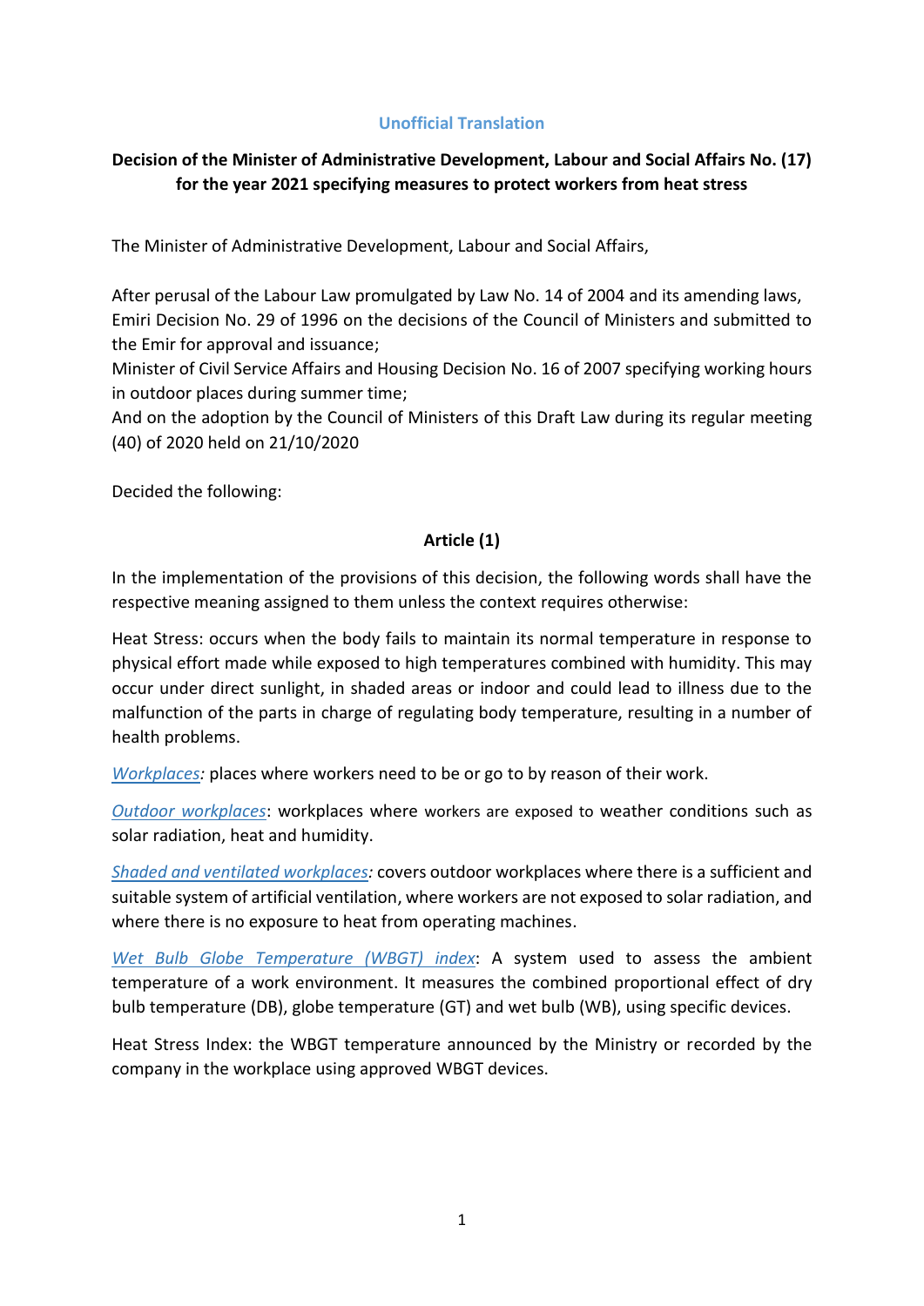**Unofficial Translation**

# Decision of the Minister of Administrative Development, Labour and Social Affairs No. (17) for the year 2021 specifying measures to protect workers from heat stress

The Minister of Administrative Development, Labour and Social Affairs,

After perusal of the Labour Law promulgated by Law No. 14 of 2004 and its amending laws, Emiri Decision No. 29 of 1996 on the decisions of the Council of Ministers and submitted to the Emir for approval and issuance;
Minister of Civil Service Affairs and Housing Decision No. 16 of 2007 specifying working hours in outdoor places during summer time;
And on the adoption by the Council of Ministers of this Draft Law during its regular meeting (40) of 2020 held on 21/10/2020

Decided the following:

## Article (1)

In the implementation of the provisions of this decision, the following words shall have the respective meaning assigned to them unless the context requires otherwise:

Heat Stress: occurs when the body fails to maintain its normal temperature in response to physical effort made while exposed to high temperatures combined with humidity. This may occur under direct sunlight, in shaded areas or indoor and could lead to illness due to the malfunction of the parts in charge of regulating body temperature, resulting in a number of health problems.

*Workplaces:* places where workers need to be or go to by reason of their work.

*Outdoor workplaces*: workplaces where workers are exposed to weather conditions such as solar radiation, heat and humidity.

*Shaded and ventilated workplaces:* covers outdoor workplaces where there is a sufficient and suitable system of artificial ventilation, where workers are not exposed to solar radiation, and where there is no exposure to heat from operating machines.

*Wet Bulb Globe Temperature (WBGT) index*: A system used to assess the ambient temperature of a work environment. It measures the combined proportional effect of dry bulb temperature (DB), globe temperature (GT) and wet bulb (WB), using specific devices.

Heat Stress Index: the WBGT temperature announced by the Ministry or recorded by the company in the workplace using approved WBGT devices.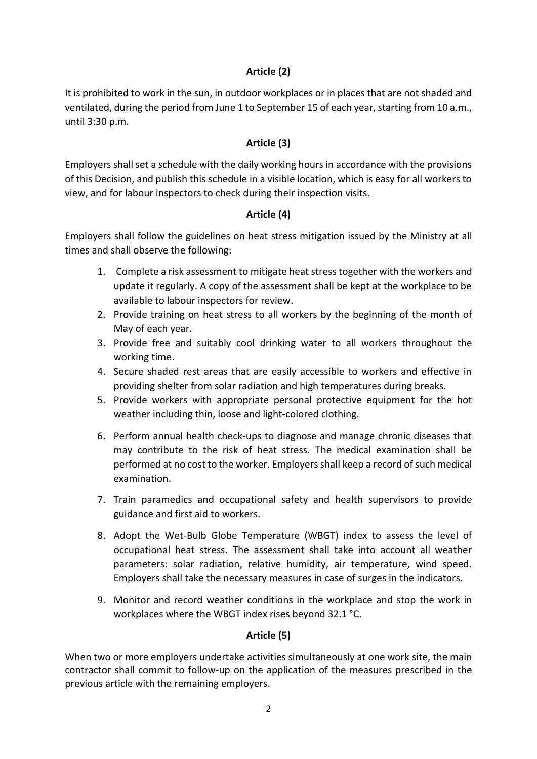## Article (2)

It is prohibited to work in the sun, in outdoor workplaces or in places that are not shaded and ventilated, during the period from June 1 to September 15 of each year, starting from 10 a.m., until 3:30 p.m.

## Article (3)

Employers shall set a schedule with the daily working hours in accordance with the provisions of this Decision, and publish this schedule in a visible location, which is easy for all workers to view, and for labour inspectors to check during their inspection visits.

## Article (4)

Employers shall follow the guidelines on heat stress mitigation issued by the Ministry at all times and shall observe the following:

1. Complete a risk assessment to mitigate heat stress together with the workers and update it regularly. A copy of the assessment shall be kept at the workplace to be available to labour inspectors for review.
2. Provide training on heat stress to all workers by the beginning of the month of May of each year.
3. Provide free and suitably cool drinking water to all workers throughout the working time.
4. Secure shaded rest areas that are easily accessible to workers and effective in providing shelter from solar radiation and high temperatures during breaks.
5. Provide workers with appropriate personal protective equipment for the hot weather including thin, loose and light-colored clothing.
6. Perform annual health check-ups to diagnose and manage chronic diseases that may contribute to the risk of heat stress. The medical examination shall be performed at no cost to the worker. Employers shall keep a record of such medical examination.
7. Train paramedics and occupational safety and health supervisors to provide guidance and first aid to workers.
8. Adopt the Wet-Bulb Globe Temperature (WBGT) index to assess the level of occupational heat stress. The assessment shall take into account all weather parameters: solar radiation, relative humidity, air temperature, wind speed. Employers shall take the necessary measures in case of surges in the indicators.
9. Monitor and record weather conditions in the workplace and stop the work in workplaces where the WBGT index rises beyond 32.1 °C.

## Article (5)

When two or more employers undertake activities simultaneously at one work site, the main contractor shall commit to follow-up on the application of the measures prescribed in the previous article with the remaining employers.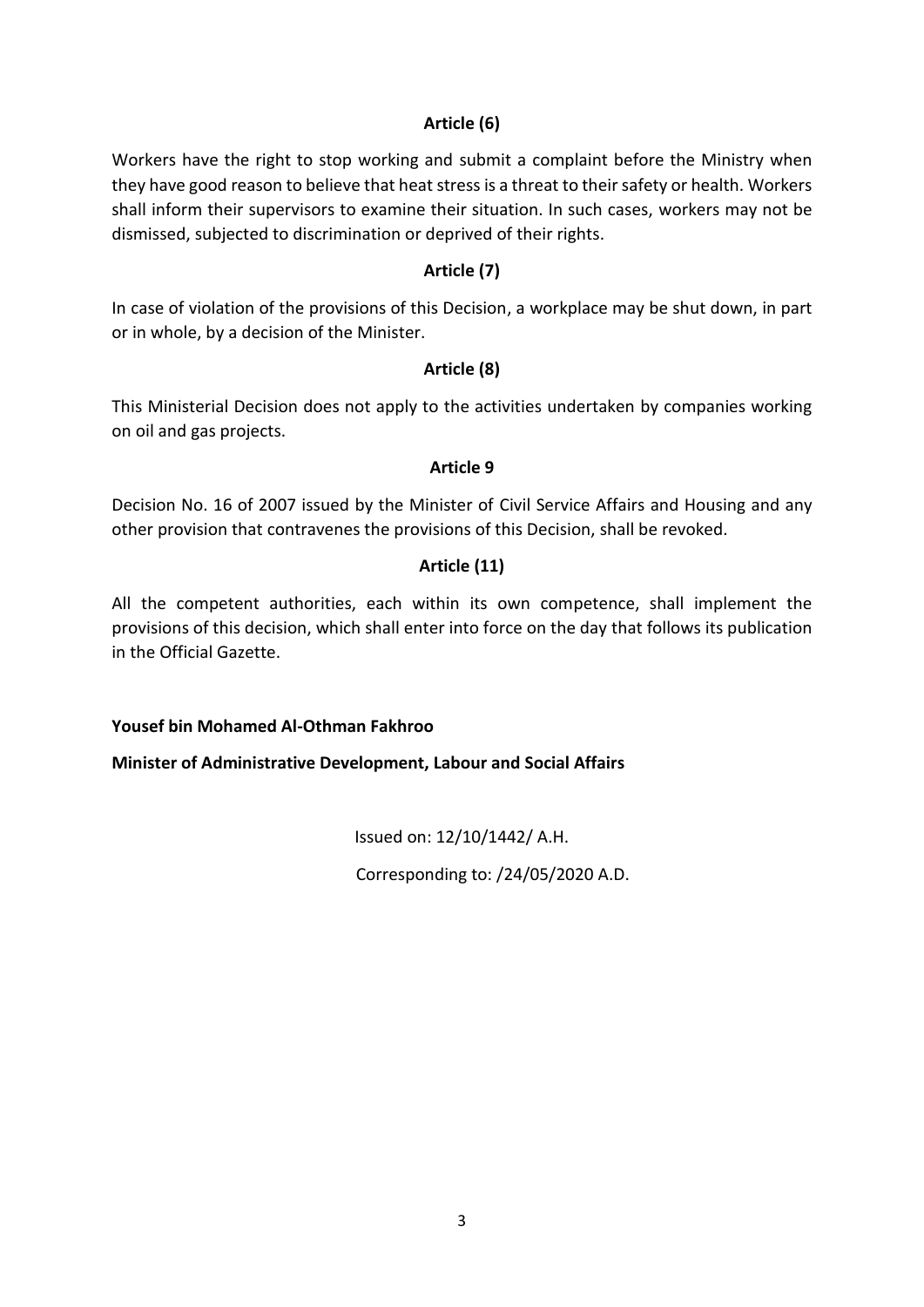### Article (6)

Workers have the right to stop working and submit a complaint before the Ministry when they have good reason to believe that heat stress is a threat to their safety or health. Workers shall inform their supervisors to examine their situation. In such cases, workers may not be dismissed, subjected to discrimination or deprived of their rights.

### Article (7)

In case of violation of the provisions of this Decision, a workplace may be shut down, in part or in whole, by a decision of the Minister.

### Article (8)

This Ministerial Decision does not apply to the activities undertaken by companies working on oil and gas projects.

### Article 9

Decision No. 16 of 2007 issued by the Minister of Civil Service Affairs and Housing and any other provision that contravenes the provisions of this Decision, shall be revoked.

### Article (11)

All the competent authorities, each within its own competence, shall implement the provisions of this decision, which shall enter into force on the day that follows its publication in the Official Gazette.

**Yousef bin Mohamed Al-Othman Fakhroo**

**Minister of Administrative Development, Labour and Social Affairs**

Issued on: 12/10/1442/ A.H.

Corresponding to: /24/05/2020 A.D.